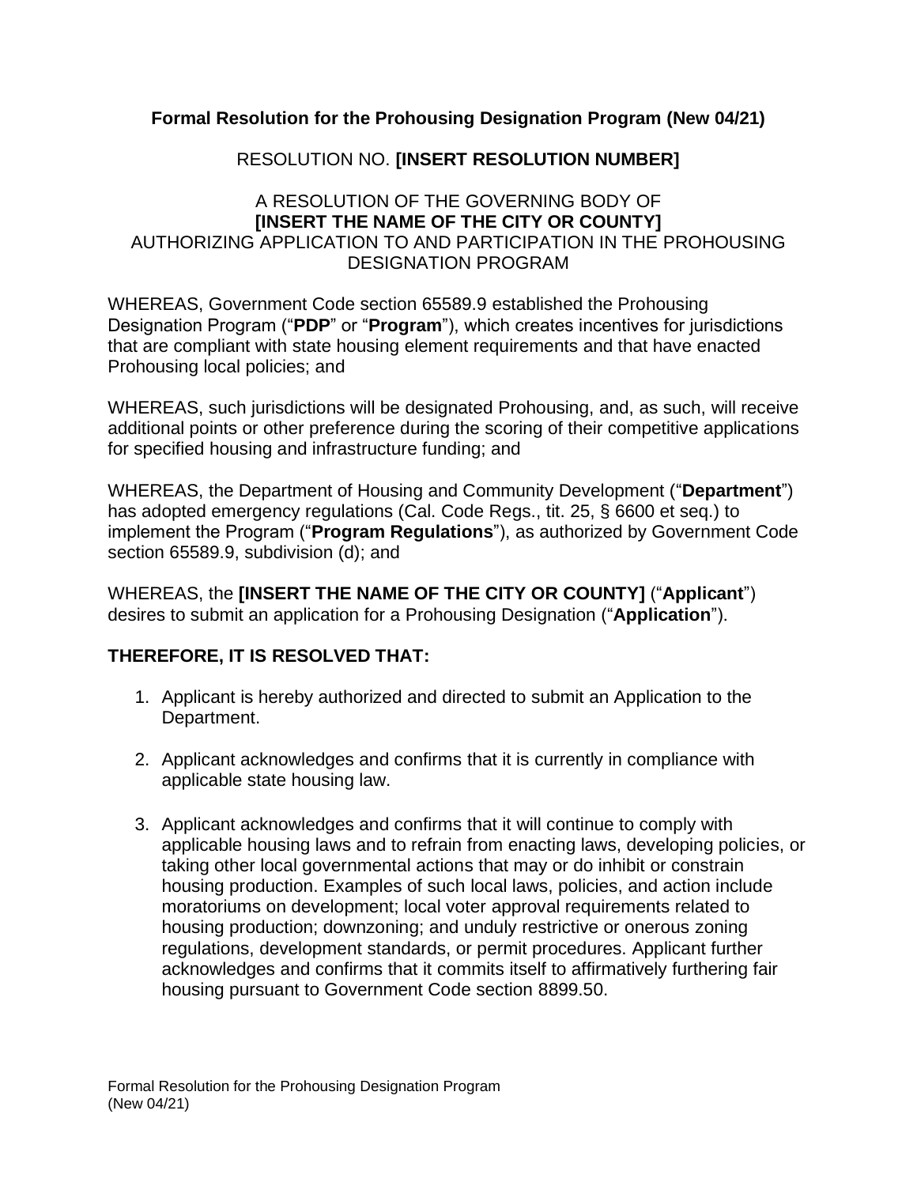**Formal Resolution for the Prohousing Designation Program (New 04/21)**

RESOLUTION NO. **[INSERT RESOLUTION NUMBER]**

A RESOLUTION OF THE GOVERNING BODY OF
**[INSERT THE NAME OF THE CITY OR COUNTY]**
AUTHORIZING APPLICATION TO AND PARTICIPATION IN THE PROHOUSING DESIGNATION PROGRAM

WHEREAS, Government Code section 65589.9 established the Prohousing Designation Program ("**PDP**" or "**Program**"), which creates incentives for jurisdictions that are compliant with state housing element requirements and that have enacted Prohousing local policies; and

WHEREAS, such jurisdictions will be designated Prohousing, and, as such, will receive additional points or other preference during the scoring of their competitive applications for specified housing and infrastructure funding; and

WHEREAS, the Department of Housing and Community Development ("**Department**") has adopted emergency regulations (Cal. Code Regs., tit. 25, § 6600 et seq.) to implement the Program ("**Program Regulations**"), as authorized by Government Code section 65589.9, subdivision (d); and

WHEREAS, the **[INSERT THE NAME OF THE CITY OR COUNTY]** ("**Applicant**") desires to submit an application for a Prohousing Designation ("**Application**").

**THEREFORE, IT IS RESOLVED THAT:**

1. Applicant is hereby authorized and directed to submit an Application to the Department.

2. Applicant acknowledges and confirms that it is currently in compliance with applicable state housing law.

3. Applicant acknowledges and confirms that it will continue to comply with applicable housing laws and to refrain from enacting laws, developing policies, or taking other local governmental actions that may or do inhibit or constrain housing production. Examples of such local laws, policies, and action include moratoriums on development; local voter approval requirements related to housing production; downzoning; and unduly restrictive or onerous zoning regulations, development standards, or permit procedures. Applicant further acknowledges and confirms that it commits itself to affirmatively furthering fair housing pursuant to Government Code section 8899.50.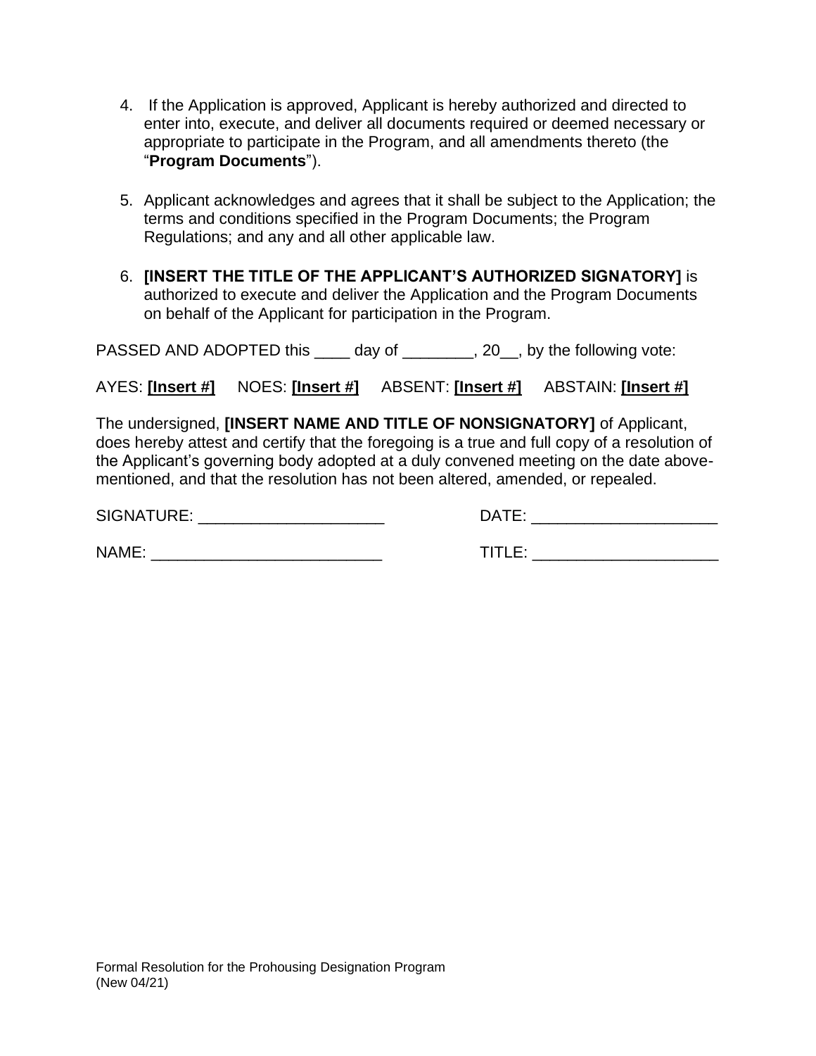4. If the Application is approved, Applicant is hereby authorized and directed to enter into, execute, and deliver all documents required or deemed necessary or appropriate to participate in the Program, and all amendments thereto (the "**Program Documents**").

5. Applicant acknowledges and agrees that it shall be subject to the Application; the terms and conditions specified in the Program Documents; the Program Regulations; and any and all other applicable law.

6. **[INSERT THE TITLE OF THE APPLICANT'S AUTHORIZED SIGNATORY]** is authorized to execute and deliver the Application and the Program Documents on behalf of the Applicant for participation in the Program.

PASSED AND ADOPTED this ____ day of ________, 20__, by the following vote:

AYES: **[Insert #]** NOES: **[Insert #]** ABSENT: **[Insert #]** ABSTAIN: **[Insert #]**

The undersigned, **[INSERT NAME AND TITLE OF NONSIGNATORY]** of Applicant, does hereby attest and certify that the foregoing is a true and full copy of a resolution of the Applicant's governing body adopted at a duly convened meeting on the date above-mentioned, and that the resolution has not been altered, amended, or repealed.

SIGNATURE: _____________________ DATE: _____________________

NAME: __________________________ TITLE: _____________________

Formal Resolution for the Prohousing Designation Program
(New 04/21)